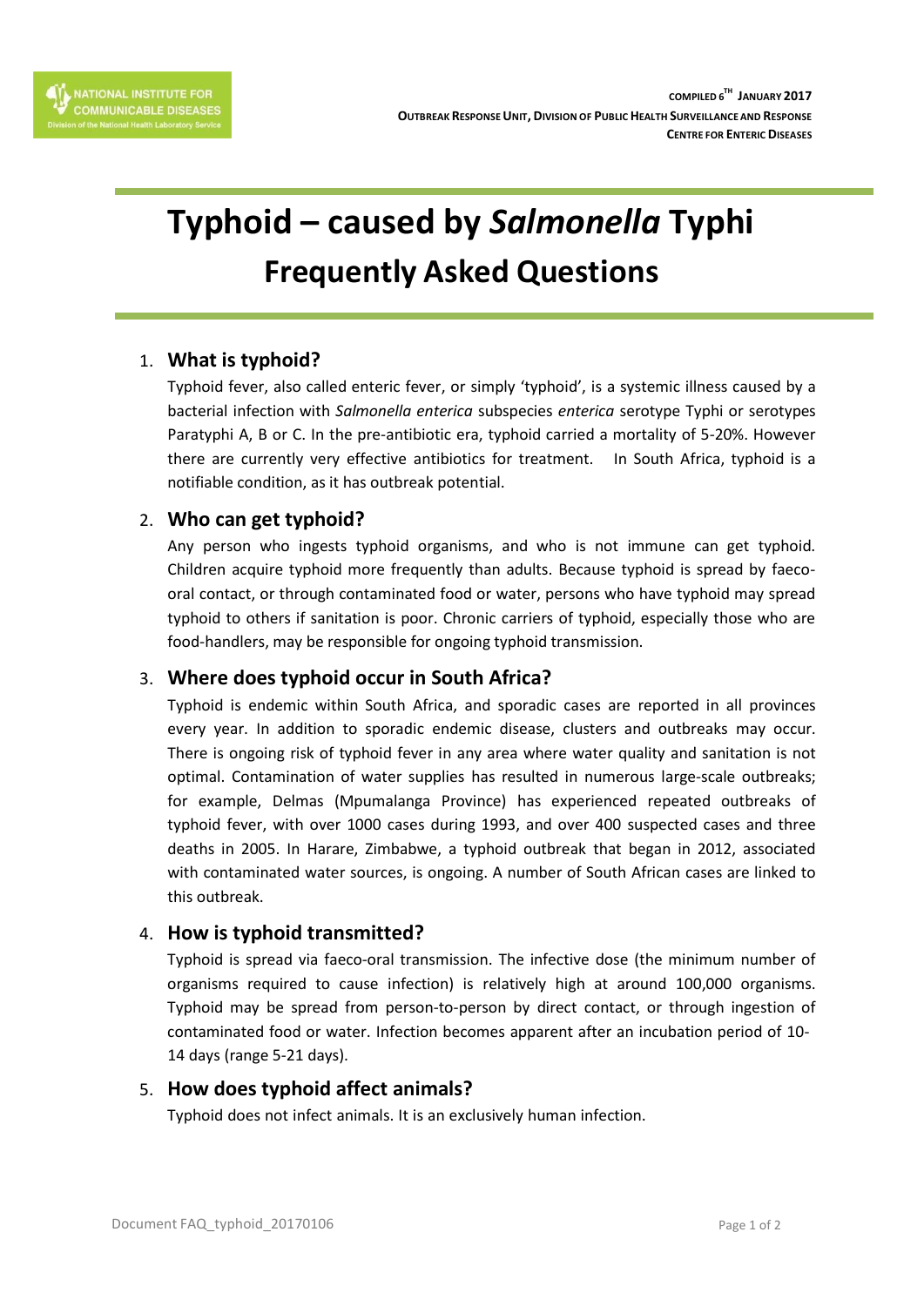NATIONAL INSTITUTE FOR COMMUNICABLE DISEASES
Division of the National Health Laboratory Service

COMPILED 6TH JANUARY 2017
OUTBREAK RESPONSE UNIT, DIVISION OF PUBLIC HEALTH SURVEILLANCE AND RESPONSE
CENTRE FOR ENTERIC DISEASES

# Typhoid – caused by *Salmonella* Typhi
## Frequently Asked Questions

### 1. What is typhoid?

Typhoid fever, also called enteric fever, or simply 'typhoid', is a systemic illness caused by a bacterial infection with *Salmonella enterica* subspecies *enterica* serotype Typhi or serotypes Paratyphi A, B or C. In the pre-antibiotic era, typhoid carried a mortality of 5-20%. However there are currently very effective antibiotics for treatment. In South Africa, typhoid is a notifiable condition, as it has outbreak potential.

### 2. Who can get typhoid?

Any person who ingests typhoid organisms, and who is not immune can get typhoid. Children acquire typhoid more frequently than adults. Because typhoid is spread by faeco-oral contact, or through contaminated food or water, persons who have typhoid may spread typhoid to others if sanitation is poor. Chronic carriers of typhoid, especially those who are food-handlers, may be responsible for ongoing typhoid transmission.

### 3. Where does typhoid occur in South Africa?

Typhoid is endemic within South Africa, and sporadic cases are reported in all provinces every year. In addition to sporadic endemic disease, clusters and outbreaks may occur. There is ongoing risk of typhoid fever in any area where water quality and sanitation is not optimal. Contamination of water supplies has resulted in numerous large-scale outbreaks; for example, Delmas (Mpumalanga Province) has experienced repeated outbreaks of typhoid fever, with over 1000 cases during 1993, and over 400 suspected cases and three deaths in 2005. In Harare, Zimbabwe, a typhoid outbreak that began in 2012, associated with contaminated water sources, is ongoing. A number of South African cases are linked to this outbreak.

### 4. How is typhoid transmitted?

Typhoid is spread via faeco-oral transmission. The infective dose (the minimum number of organisms required to cause infection) is relatively high at around 100,000 organisms. Typhoid may be spread from person-to-person by direct contact, or through ingestion of contaminated food or water. Infection becomes apparent after an incubation period of 10-14 days (range 5-21 days).

### 5. How does typhoid affect animals?

Typhoid does not infect animals. It is an exclusively human infection.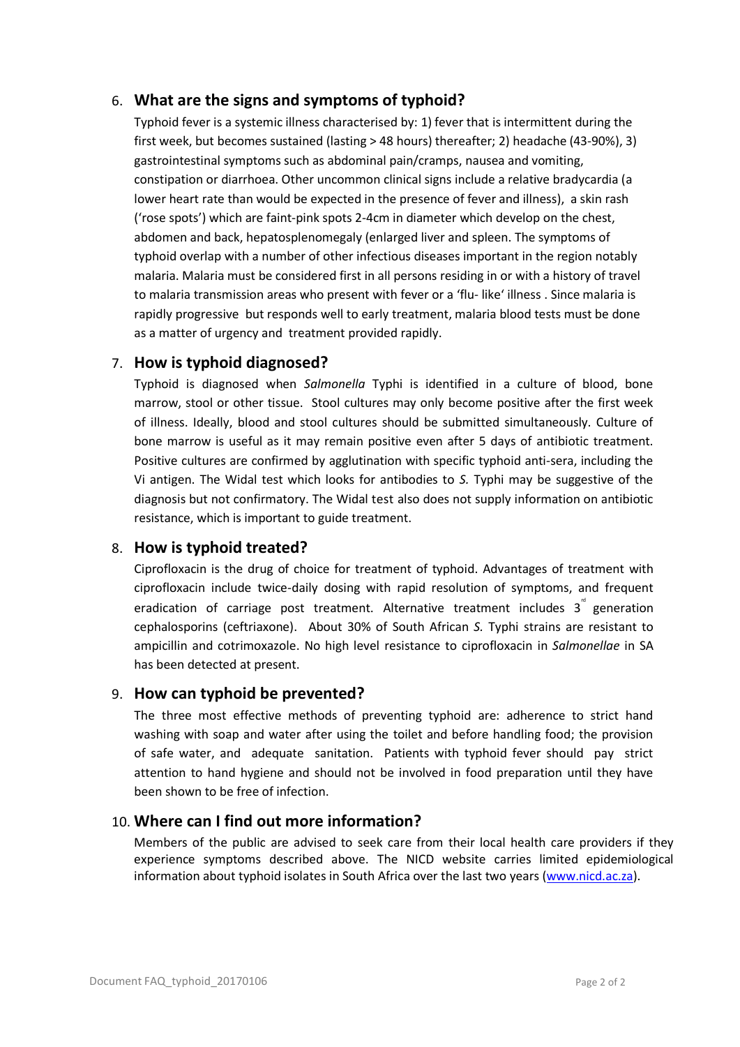## 6. What are the signs and symptoms of typhoid?

Typhoid fever is a systemic illness characterised by: 1) fever that is intermittent during the first week, but becomes sustained (lasting > 48 hours) thereafter; 2) headache (43-90%), 3) gastrointestinal symptoms such as abdominal pain/cramps, nausea and vomiting, constipation or diarrhoea. Other uncommon clinical signs include a relative bradycardia (a lower heart rate than would be expected in the presence of fever and illness), a skin rash ('rose spots') which are faint-pink spots 2-4cm in diameter which develop on the chest, abdomen and back, hepatosplenomegaly (enlarged liver and spleen. The symptoms of typhoid overlap with a number of other infectious diseases important in the region notably malaria. Malaria must be considered first in all persons residing in or with a history of travel to malaria transmission areas who present with fever or a 'flu- like' illness . Since malaria is rapidly progressive but responds well to early treatment, malaria blood tests must be done as a matter of urgency and treatment provided rapidly.

## 7. How is typhoid diagnosed?

Typhoid is diagnosed when *Salmonella* Typhi is identified in a culture of blood, bone marrow, stool or other tissue. Stool cultures may only become positive after the first week of illness. Ideally, blood and stool cultures should be submitted simultaneously. Culture of bone marrow is useful as it may remain positive even after 5 days of antibiotic treatment. Positive cultures are confirmed by agglutination with specific typhoid anti-sera, including the Vi antigen. The Widal test which looks for antibodies to *S.* Typhi may be suggestive of the diagnosis but not confirmatory. The Widal test also does not supply information on antibiotic resistance, which is important to guide treatment.

## 8. How is typhoid treated?

Ciprofloxacin is the drug of choice for treatment of typhoid. Advantages of treatment with ciprofloxacin include twice-daily dosing with rapid resolution of symptoms, and frequent eradication of carriage post treatment. Alternative treatment includes 3rd generation cephalosporins (ceftriaxone). About 30% of South African *S.* Typhi strains are resistant to ampicillin and cotrimoxazole. No high level resistance to ciprofloxacin in *Salmonellae* in SA has been detected at present.

## 9. How can typhoid be prevented?

The three most effective methods of preventing typhoid are: adherence to strict hand washing with soap and water after using the toilet and before handling food; the provision of safe water, and adequate sanitation. Patients with typhoid fever should pay strict attention to hand hygiene and should not be involved in food preparation until they have been shown to be free of infection.

## 10. Where can I find out more information?

Members of the public are advised to seek care from their local health care providers if they experience symptoms described above. The NICD website carries limited epidemiological information about typhoid isolates in South Africa over the last two years (www.nicd.ac.za).

Document FAQ_typhoid_20170106